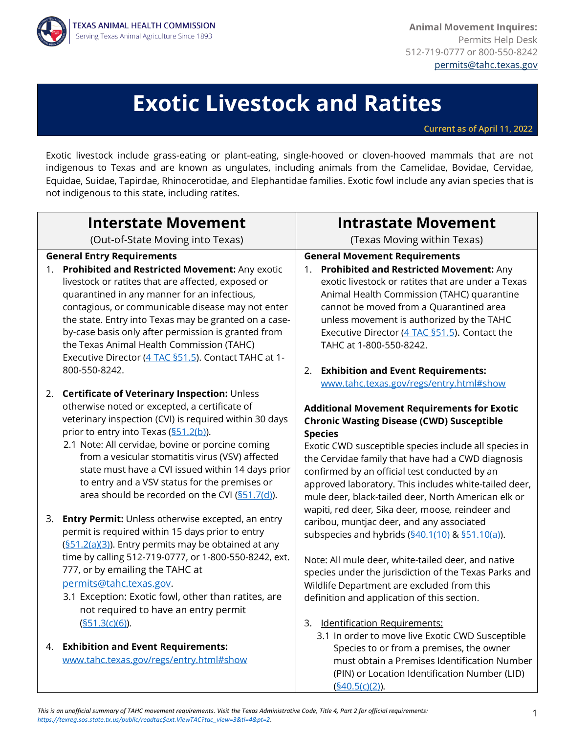TEXAS ANIMAL HEALTH COMMISSION
Serving Texas Animal Agriculture Since 1893

**Animal Movement Inquires:**
Permits Help Desk
512-719-0777 or 800-550-8242
permits@tahc.texas.gov

# Exotic Livestock and Ratites

Current as of April 11, 2022

Exotic livestock include grass-eating or plant-eating, single-hooved or cloven-hooved mammals that are not indigenous to Texas and are known as ungulates, including animals from the Camelidae, Bovidae, Cervidae, Equidae, Suidae, Tapirdae, Rhinocerotidae, and Elephantidae families. Exotic fowl include any avian species that is not indigenous to this state, including ratites.

## Interstate Movement

(Out-of-State Moving into Texas)

**General Entry Requirements**

1. **Prohibited and Restricted Movement:** Any exotic livestock or ratites that are affected, exposed or quarantined in any manner for an infectious, contagious, or communicable disease may not enter the state. Entry into Texas may be granted on a case-by-case basis only after permission is granted from the Texas Animal Health Commission (TAHC) Executive Director (4 TAC §51.5). Contact TAHC at 1-800-550-8242.

2. **Certificate of Veterinary Inspection:** Unless otherwise noted or excepted, a certificate of veterinary inspection (CVI) is required within 30 days prior to entry into Texas (§51.2(b)).
   - 2.1 Note: All cervidae, bovine or porcine coming from a vesicular stomatitis virus (VSV) affected state must have a CVI issued within 14 days prior to entry and a VSV status for the premises or area should be recorded on the CVI (§51.7(d)).

3. **Entry Permit:** Unless otherwise excepted, an entry permit is required within 15 days prior to entry (§51.2(a)(3)). Entry permits may be obtained at any time by calling 512-719-0777, or 1-800-550-8242, ext. 777, or by emailing the TAHC at permits@tahc.texas.gov.
   - 3.1 Exception: Exotic fowl, other than ratites, are not required to have an entry permit (§51.3(c)(6)).

4. **Exhibition and Event Requirements:** www.tahc.texas.gov/regs/entry.html#show

## Intrastate Movement

(Texas Moving within Texas)

**General Movement Requirements**

1. **Prohibited and Restricted Movement:** Any exotic livestock or ratites that are under a Texas Animal Health Commission (TAHC) quarantine cannot be moved from a Quarantined area unless movement is authorized by the TAHC Executive Director (4 TAC §51.5). Contact the TAHC at 1-800-550-8242.

2. **Exhibition and Event Requirements:** www.tahc.texas.gov/regs/entry.html#show

**Additional Movement Requirements for Exotic Chronic Wasting Disease (CWD) Susceptible Species**

Exotic CWD susceptible species include all species in the Cervidae family that have had a CWD diagnosis confirmed by an official test conducted by an approved laboratory. This includes white-tailed deer, mule deer, black-tailed deer, North American elk or wapiti, red deer, Sika deer, moose, reindeer and caribou, muntjac deer, and any associated subspecies and hybrids (§40.1(10) & §51.10(a)).

Note: All mule deer, white-tailed deer, and native species under the jurisdiction of the Texas Parks and Wildlife Department are excluded from this definition and application of this section.

3. Identification Requirements:
   - 3.1 In order to move live Exotic CWD Susceptible Species to or from a premises, the owner must obtain a Premises Identification Number (PIN) or Location Identification Number (LID) (§40.5(c)(2)).

*This is an unofficial summary of TAHC movement requirements. Visit the Texas Administrative Code, Title 4, Part 2 for official requirements: https://texreg.sos.state.tx.us/public/readtac$ext.ViewTAC?tac_view=3&ti=4&pt=2.*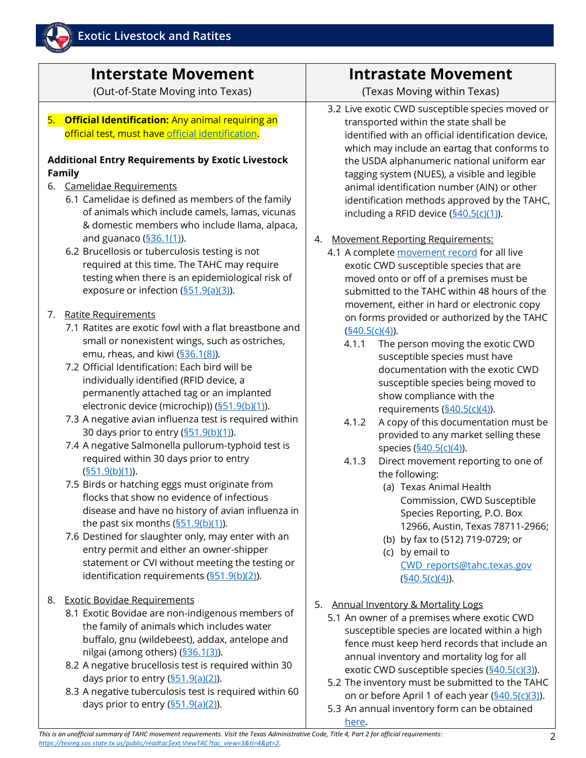## Interstate Movement
(Out-of-State Moving into Texas)

5. **Official Identification:** Any animal requiring an official test, must have official identification.

**Additional Entry Requirements by Exotic Livestock Family**

6. Camelidae Requirements
   - 6.1 Camelidae is defined as members of the family of animals which include camels, lamas, vicunas & domestic members who include llama, alpaca, and guanaco (§36.1(1)).
   - 6.2 Brucellosis or tuberculosis testing is not required at this time. The TAHC may require testing when there is an epidemiological risk of exposure or infection (§51.9(a)(3)).

7. Ratite Requirements
   - 7.1 Ratites are exotic fowl with a flat breastbone and small or nonexistent wings, such as ostriches, emu, rheas, and kiwi (§36.1(8)).
   - 7.2 Official Identification: Each bird will be individually identified (RFID device, a permanently attached tag or an implanted electronic device (microchip)) (§51.9(b)(1)).
   - 7.3 A negative avian influenza test is required within 30 days prior to entry (§51.9(b)(1)).
   - 7.4 A negative Salmonella pullorum-typhoid test is required within 30 days prior to entry (§51.9(b)(1)).
   - 7.5 Birds or hatching eggs must originate from flocks that show no evidence of infectious disease and have no history of avian influenza in the past six months (§51.9(b)(1)).
   - 7.6 Destined for slaughter only, may enter with an entry permit and either an owner-shipper statement or CVI without meeting the testing or identification requirements (§51.9(b)(2)).

8. Exotic Bovidae Requirements
   - 8.1 Exotic Bovidae are non-indigenous members of the family of animals which includes water buffalo, gnu (wildebeest), addax, antelope and nilgai (among others) (§36.1(3)).
   - 8.2 A negative brucellosis test is required within 30 days prior to entry (§51.9(a)(2)).
   - 8.3 A negative tuberculosis test is required within 60 days prior to entry (§51.9(a)(2)).

## Intrastate Movement
(Texas Moving within Texas)

- 3.2 Live exotic CWD susceptible species moved or transported within the state shall be identified with an official identification device, which may include an eartag that conforms to the USDA alphanumeric national uniform ear tagging system (NUES), a visible and legible animal identification number (AIN) or other identification methods approved by the TAHC, including a RFID device (§40.5(c)(1)).

4. Movement Reporting Requirements:
   - 4.1 A complete movement record for all live exotic CWD susceptible species that are moved onto or off of a premises must be submitted to the TAHC within 48 hours of the movement, either in hard or electronic copy on forms provided or authorized by the TAHC (§40.5(c)(4)).
     - 4.1.1 The person moving the exotic CWD susceptible species must have documentation with the exotic CWD susceptible species being moved to show compliance with the requirements (§40.5(c)(4)).
     - 4.1.2 A copy of this documentation must be provided to any market selling these species (§40.5(c)(4)).
     - 4.1.3 Direct movement reporting to one of the following:
       - (a) Texas Animal Health Commission, CWD Susceptible Species Reporting, P.O. Box 12966, Austin, Texas 78711-2966;
       - (b) by fax to (512) 719-0729; or
       - (c) by email to CWD_reports@tahc.texas.gov (§40.5(c)(4)).

5. Annual Inventory & Mortality Logs
   - 5.1 An owner of a premises where exotic CWD susceptible species are located within a high fence must keep herd records that include an annual inventory and mortality log for all exotic CWD susceptible species (§40.5(c)(3)).
   - 5.2 The inventory must be submitted to the TAHC on or before April 1 of each year (§40.5(c)(3)).
   - 5.3 An annual inventory form can be obtained here.

*This is an unofficial summary of TAHC movement requirements. Visit the Texas Administrative Code, Title 4, Part 2 for official requirements: https://texreg.sos.state.tx.us/public/readtac$ext.ViewTAC?tac_view=3&ti=4&pt=2.*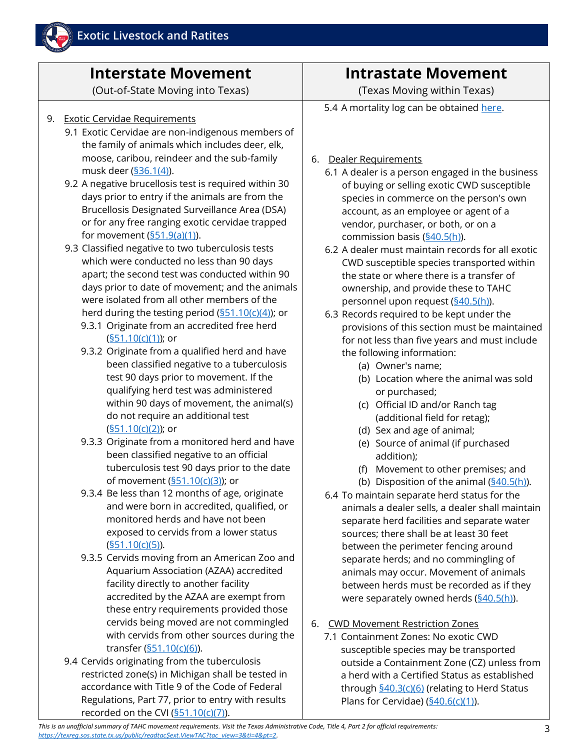# Exotic Livestock and Ratites

## Interstate Movement

(Out-of-State Moving into Texas)

9. Exotic Cervidae Requirements
   - 9.1 Exotic Cervidae are non-indigenous members of the family of animals which includes deer, elk, moose, caribou, reindeer and the sub-family musk deer (§36.1(4)).
   - 9.2 A negative brucellosis test is required within 30 days prior to entry if the animals are from the Brucellosis Designated Surveillance Area (DSA) or for any free ranging exotic cervidae trapped for movement (§51.9(a)(1)).
   - 9.3 Classified negative to two tuberculosis tests which were conducted no less than 90 days apart; the second test was conducted within 90 days prior to date of movement; and the animals were isolated from all other members of the herd during the testing period (§51.10(c)(4)); or
     - 9.3.1 Originate from an accredited free herd (§51.10(c)(1)); or
     - 9.3.2 Originate from a qualified herd and have been classified negative to a tuberculosis test 90 days prior to movement. If the qualifying herd test was administered within 90 days of movement, the animal(s) do not require an additional test (§51.10(c)(2)); or
     - 9.3.3 Originate from a monitored herd and have been classified negative to an official tuberculosis test 90 days prior to the date of movement (§51.10(c)(3)); or
     - 9.3.4 Be less than 12 months of age, originate and were born in accredited, qualified, or monitored herds and have not been exposed to cervids from a lower status (§51.10(c)(5)).
     - 9.3.5 Cervids moving from an American Zoo and Aquarium Association (AZAA) accredited facility directly to another facility accredited by the AZAA are exempt from these entry requirements provided those cervids being moved are not commingled with cervids from other sources during the transfer (§51.10(c)(6)).
   - 9.4 Cervids originating from the tuberculosis restricted zone(s) in Michigan shall be tested in accordance with Title 9 of the Code of Federal Regulations, Part 77, prior to entry with results recorded on the CVI (§51.10(c)(7)).

## Intrastate Movement

(Texas Moving within Texas)

- 5.4 A mortality log can be obtained here.

6. Dealer Requirements
   - 6.1 A dealer is a person engaged in the business of buying or selling exotic CWD susceptible species in commerce on the person's own account, as an employee or agent of a vendor, purchaser, or both, or on a commission basis (§40.5(h)).
   - 6.2 A dealer must maintain records for all exotic CWD susceptible species transported within the state or where there is a transfer of ownership, and provide these to TAHC personnel upon request (§40.5(h)).
   - 6.3 Records required to be kept under the provisions of this section must be maintained for not less than five years and must include the following information:
     - (a) Owner's name;
     - (b) Location where the animal was sold or purchased;
     - (c) Official ID and/or Ranch tag (additional field for retag);
     - (d) Sex and age of animal;
     - (e) Source of animal (if purchased addition);
     - (f) Movement to other premises; and
     - (b) Disposition of the animal (§40.5(h)).
   - 6.4 To maintain separate herd status for the animals a dealer sells, a dealer shall maintain separate herd facilities and separate water sources; there shall be at least 30 feet between the perimeter fencing around separate herds; and no commingling of animals may occur. Movement of animals between herds must be recorded as if they were separately owned herds (§40.5(h)).

6. CWD Movement Restriction Zones
   - 7.1 Containment Zones: No exotic CWD susceptible species may be transported outside a Containment Zone (CZ) unless from a herd with a Certified Status as established through §40.3(c)(6) (relating to Herd Status Plans for Cervidae) (§40.6(c)(1)).

*This is an unofficial summary of TAHC movement requirements. Visit the Texas Administrative Code, Title 4, Part 2 for official requirements: https://texreg.sos.state.tx.us/public/readtac$ext.ViewTAC?tac_view=3&ti=4&pt=2.*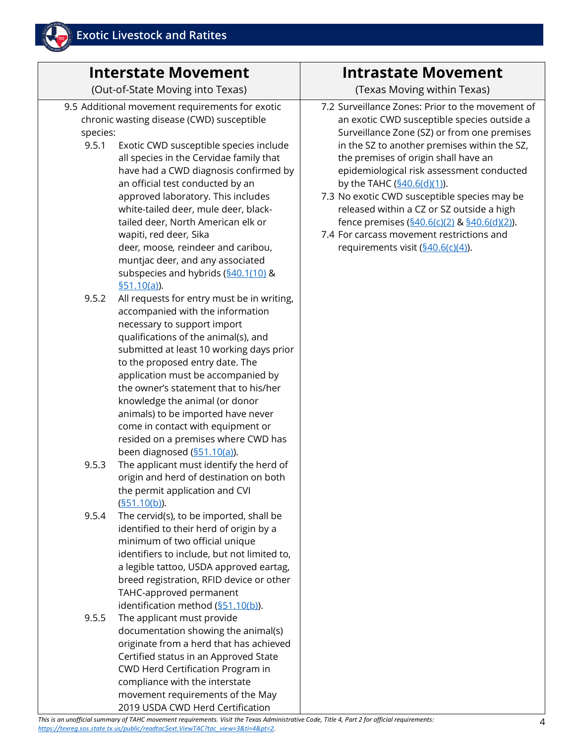# Exotic Livestock and Ratites

| Interstate Movement<br>(Out-of-State Moving into Texas) | Intrastate Movement<br>(Texas Moving within Texas) |
|---|---|
| 9.5 Additional movement requirements for exotic chronic wasting disease (CWD) susceptible species:<br>9.5.1 Exotic CWD susceptible species include all species in the Cervidae family that have had a CWD diagnosis confirmed by an official test conducted by an approved laboratory. This includes white-tailed deer, mule deer, black-tailed deer, North American elk or wapiti, red deer, Sika deer, moose, reindeer and caribou, muntjac deer, and any associated subspecies and hybrids (§40.1(10) & §51.10(a)).<br>9.5.2 All requests for entry must be in writing, accompanied with the information necessary to support import qualifications of the animal(s), and submitted at least 10 working days prior to the proposed entry date. The application must be accompanied by the owner's statement that to his/her knowledge the animal (or donor animals) to be imported have never come in contact with equipment or resided on a premises where CWD has been diagnosed (§51.10(a)).<br>9.5.3 The applicant must identify the herd of origin and herd of destination on both the permit application and CVI (§51.10(b)).<br>9.5.4 The cervid(s), to be imported, shall be identified to their herd of origin by a minimum of two official unique identifiers to include, but not limited to, a legible tattoo, USDA approved eartag, breed registration, RFID device or other TAHC-approved permanent identification method (§51.10(b)).<br>9.5.5 The applicant must provide documentation showing the animal(s) originate from a herd that has achieved Certified status in an Approved State CWD Herd Certification Program in compliance with the interstate movement requirements of the May 2019 USDA CWD Herd Certification | 7.2 Surveillance Zones: Prior to the movement of an exotic CWD susceptible species outside a Surveillance Zone (SZ) or from one premises in the SZ to another premises within the SZ, the premises of origin shall have an epidemiological risk assessment conducted by the TAHC (§40.6(d)(1)).<br>7.3 No exotic CWD susceptible species may be released within a CZ or SZ outside a high fence premises (§40.6(c)(2) & §40.6(d)(2)).<br>7.4 For carcass movement restrictions and requirements visit (§40.6(c)(4)). |

*This is an unofficial summary of TAHC movement requirements. Visit the Texas Administrative Code, Title 4, Part 2 for official requirements: https://texreg.sos.state.tx.us/public/readtac$ext.ViewTAC?tac_view=3&ti=4&pt=2.*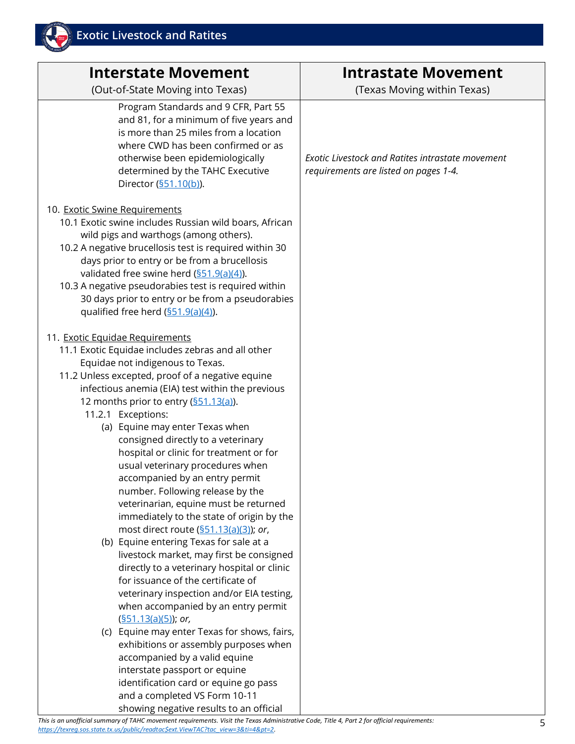# Exotic Livestock and Ratites

| Interstate Movement<br>(Out-of-State Moving into Texas) | Intrastate Movement<br>(Texas Moving within Texas) |
|---|---|
| Program Standards and 9 CFR, Part 55 and 81, for a minimum of five years and is more than 25 miles from a location where CWD has been confirmed or as otherwise been epidemiologically determined by the TAHC Executive Director (§51.10(b)).<br><br>10. Exotic Swine Requirements<br>10.1 Exotic swine includes Russian wild boars, African wild pigs and warthogs (among others).<br>10.2 A negative brucellosis test is required within 30 days prior to entry or be from a brucellosis validated free swine herd (§51.9(a)(4)).<br>10.3 A negative pseudorabies test is required within 30 days prior to entry or be from a pseudorabies qualified free herd (§51.9(a)(4)).<br><br>11. Exotic Equidae Requirements<br>11.1 Exotic Equidae includes zebras and all other Equidae not indigenous to Texas.<br>11.2 Unless excepted, proof of a negative equine infectious anemia (EIA) test within the previous 12 months prior to entry (§51.13(a)).<br>11.2.1 Exceptions:<br>(a) Equine may enter Texas when consigned directly to a veterinary hospital or clinic for treatment or for usual veterinary procedures when accompanied by an entry permit number. Following release by the veterinarian, equine must be returned immediately to the state of origin by the most direct route (§51.13(a)(3)); *or*,<br>(b) Equine entering Texas for sale at a livestock market, may first be consigned directly to a veterinary hospital or clinic for issuance of the certificate of veterinary inspection and/or EIA testing, when accompanied by an entry permit (§51.13(a)(5)); *or*,<br>(c) Equine may enter Texas for shows, fairs, exhibitions or assembly purposes when accompanied by a valid equine interstate passport or equine identification card or equine go pass and a completed VS Form 10-11 showing negative results to an official | *Exotic Livestock and Ratites intrastate movement requirements are listed on pages 1-4.* |

*This is an unofficial summary of TAHC movement requirements. Visit the Texas Administrative Code, Title 4, Part 2 for official requirements: https://texreg.sos.state.tx.us/public/readtac$ext.ViewTAC?tac_view=3&ti=4&pt=2.*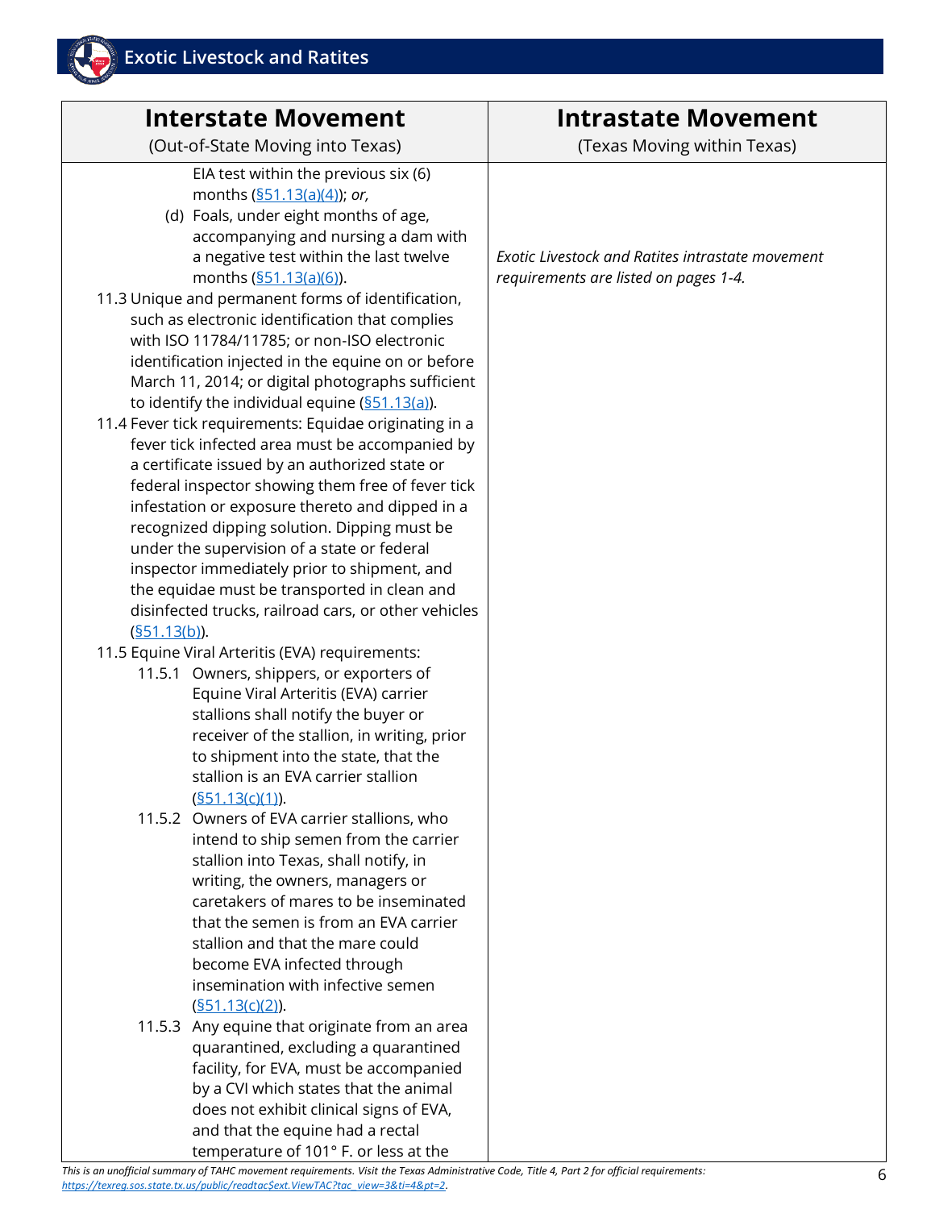| **Interstate Movement** (Out-of-State Moving into Texas) | **Intrastate Movement** (Texas Moving within Texas) |
|---|---|
| EIA test within the previous six (6) months (§51.13(a)(4)); *or,*<br>(d) Foals, under eight months of age, accompanying and nursing a dam with a negative test within the last twelve months (§51.13(a)(6)).<br>11.3 Unique and permanent forms of identification, such as electronic identification that complies with ISO 11784/11785; or non-ISO electronic identification injected in the equine on or before March 11, 2014; or digital photographs sufficient to identify the individual equine (§51.13(a)).<br>11.4 Fever tick requirements: Equidae originating in a fever tick infected area must be accompanied by a certificate issued by an authorized state or federal inspector showing them free of fever tick infestation or exposure thereto and dipped in a recognized dipping solution. Dipping must be under the supervision of a state or federal inspector immediately prior to shipment, and the equidae must be transported in clean and disinfected trucks, railroad cars, or other vehicles (§51.13(b)).<br>11.5 Equine Viral Arteritis (EVA) requirements:<br>11.5.1 Owners, shippers, or exporters of Equine Viral Arteritis (EVA) carrier stallions shall notify the buyer or receiver of the stallion, in writing, prior to shipment into the state, that the stallion is an EVA carrier stallion (§51.13(c)(1)).<br>11.5.2 Owners of EVA carrier stallions, who intend to ship semen from the carrier stallion into Texas, shall notify, in writing, the owners, managers or caretakers of mares to be inseminated that the semen is from an EVA carrier stallion and that the mare could become EVA infected through insemination with infective semen (§51.13(c)(2)).<br>11.5.3 Any equine that originate from an area quarantined, excluding a quarantined facility, for EVA, must be accompanied by a CVI which states that the animal does not exhibit clinical signs of EVA, and that the equine had a rectal temperature of 101° F. or less at the | *Exotic Livestock and Ratites intrastate movement requirements are listed on pages 1-4.* |

*This is an unofficial summary of TAHC movement requirements. Visit the Texas Administrative Code, Title 4, Part 2 for official requirements: https://texreg.sos.state.tx.us/public/readtac$ext.ViewTAC?tac_view=3&ti=4&pt=2.*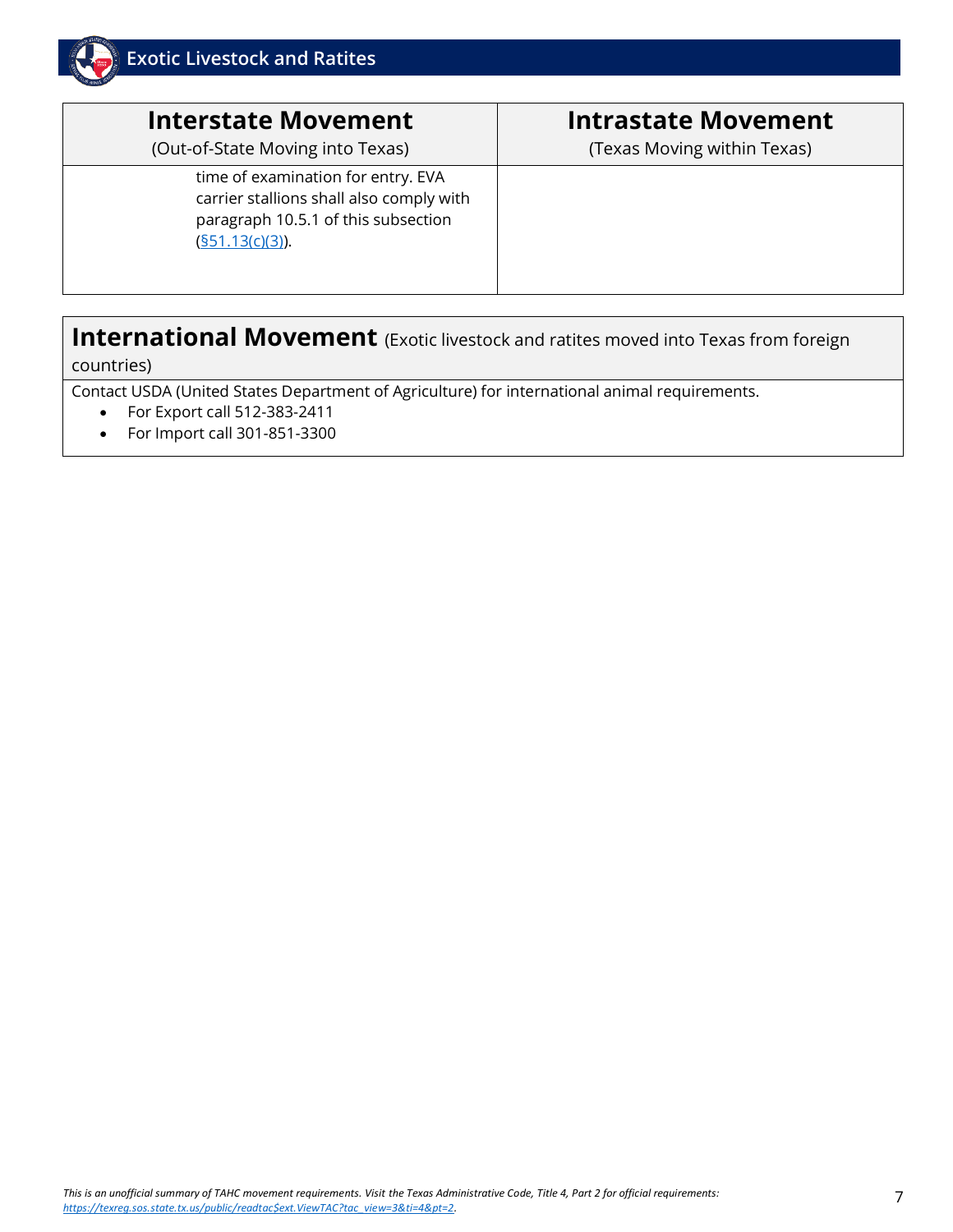| Interstate Movement<br>(Out-of-State Moving into Texas) | Intrastate Movement<br>(Texas Moving within Texas) |
| --- | --- |
| time of examination for entry. EVA carrier stallions shall also comply with paragraph 10.5.1 of this subsection ([§51.13(c)(3)]). | |

## International Movement (Exotic livestock and ratites moved into Texas from foreign countries)

Contact USDA (United States Department of Agriculture) for international animal requirements.

- For Export call 512-383-2411
- For Import call 301-851-3300

*This is an unofficial summary of TAHC movement requirements. Visit the Texas Administrative Code, Title 4, Part 2 for official requirements: https://texreg.sos.state.tx.us/public/readtac$ext.ViewTAC?tac_view=3&ti=4&pt=2.*